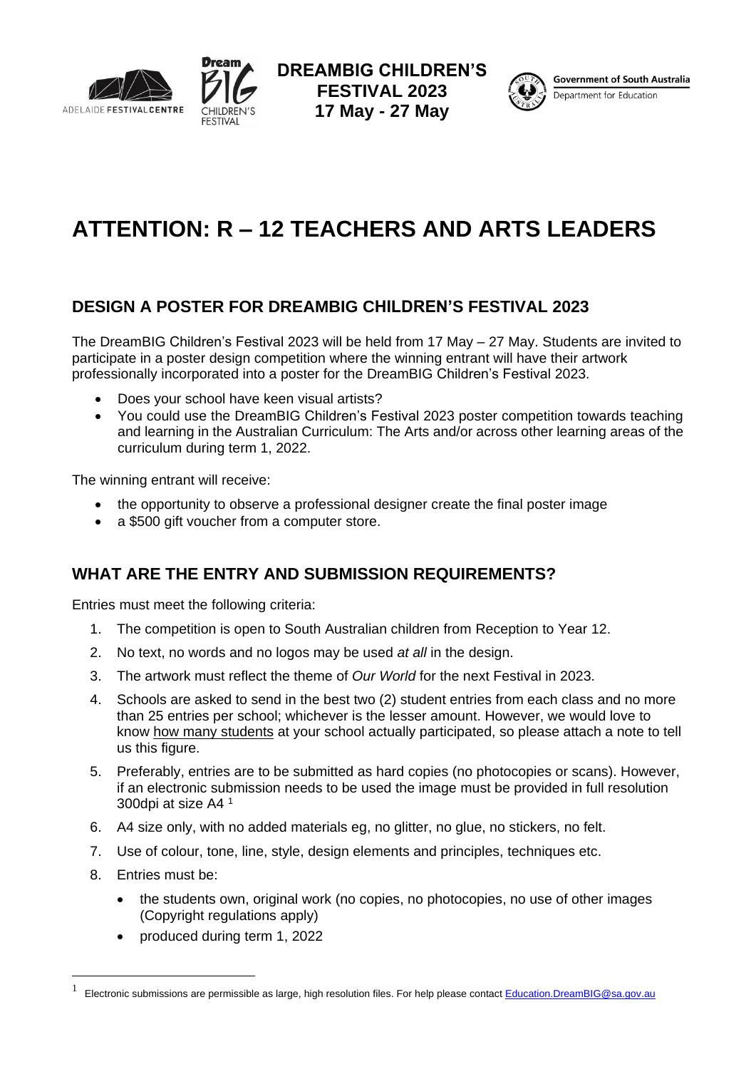DREAMBIG CHILDREN'S FESTIVAL 2023
17 May - 27 May

Government of South Australia
Department for Education

# ATTENTION: R – 12 TEACHERS AND ARTS LEADERS

## DESIGN A POSTER FOR DREAMBIG CHILDREN'S FESTIVAL 2023

The DreamBIG Children's Festival 2023 will be held from 17 May – 27 May. Students are invited to participate in a poster design competition where the winning entrant will have their artwork professionally incorporated into a poster for the DreamBIG Children's Festival 2023.

- Does your school have keen visual artists?
- You could use the DreamBIG Children's Festival 2023 poster competition towards teaching and learning in the Australian Curriculum: The Arts and/or across other learning areas of the curriculum during term 1, 2022.

The winning entrant will receive:

- the opportunity to observe a professional designer create the final poster image
- a $500 gift voucher from a computer store.

## WHAT ARE THE ENTRY AND SUBMISSION REQUIREMENTS?

Entries must meet the following criteria:

1. The competition is open to South Australian children from Reception to Year 12.
2. No text, no words and no logos may be used *at all* in the design.
3. The artwork must reflect the theme of *Our World* for the next Festival in 2023.
4. Schools are asked to send in the best two (2) student entries from each class and no more than 25 entries per school; whichever is the lesser amount. However, we would love to know how many students at your school actually participated, so please attach a note to tell us this figure.
5. Preferably, entries are to be submitted as hard copies (no photocopies or scans). However, if an electronic submission needs to be used the image must be provided in full resolution 300dpi at size A4 [1]
6. A4 size only, with no added materials eg, no glitter, no glue, no stickers, no felt.
7. Use of colour, tone, line, style, design elements and principles, techniques etc.
8. Entries must be:
   - the students own, original work (no copies, no photocopies, no use of other images (Copyright regulations apply)
   - produced during term 1, 2022

[1] Electronic submissions are permissible as large, high resolution files. For help please contact Education.DreamBIG@sa.gov.au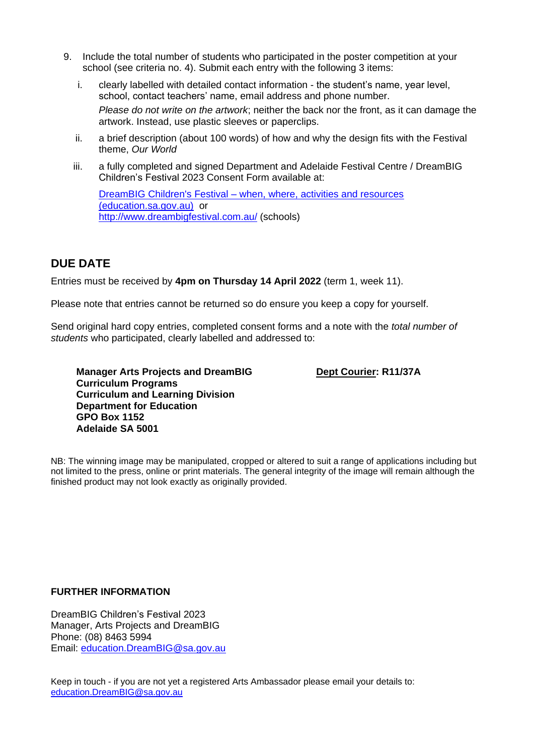9. Include the total number of students who participated in the poster competition at your school (see criteria no. 4). Submit each entry with the following 3 items:

   i. clearly labelled with detailed contact information - the student's name, year level, school, contact teachers' name, email address and phone number.

      *Please do not write on the artwork*; neither the back nor the front, as it can damage the artwork. Instead, use plastic sleeves or paperclips.

   ii. a brief description (about 100 words) of how and why the design fits with the Festival theme, *Our World*

   iii. a fully completed and signed Department and Adelaide Festival Centre / DreamBIG Children's Festival 2023 Consent Form available at:

      [DreamBIG Children's Festival – when, where, activities and resources (education.sa.gov.au)](#) or [http://www.dreambigfestival.com.au/](http://www.dreambigfestival.com.au/) (schools)

## DUE DATE

Entries must be received by **4pm on Thursday 14 April 2022** (term 1, week 11).

Please note that entries cannot be returned so do ensure you keep a copy for yourself.

Send original hard copy entries, completed consent forms and a note with the *total number of students* who participated, clearly labelled and addressed to:

**Manager Arts Projects and DreamBIG**
**Curriculum Programs**
**Curriculum and Learning Division**
**Department for Education**
**GPO Box 1152**
**Adelaide SA 5001**

**Dept Courier: R11/37A**

NB: The winning image may be manipulated, cropped or altered to suit a range of applications including but not limited to the press, online or print materials. The general integrity of the image will remain although the finished product may not look exactly as originally provided.

**FURTHER INFORMATION**

DreamBIG Children's Festival 2023
Manager, Arts Projects and DreamBIG
Phone: (08) 8463 5994
Email: [education.DreamBIG@sa.gov.au](mailto:education.DreamBIG@sa.gov.au)

Keep in touch - if you are not yet a registered Arts Ambassador please email your details to: [education.DreamBIG@sa.gov.au](mailto:education.DreamBIG@sa.gov.au)